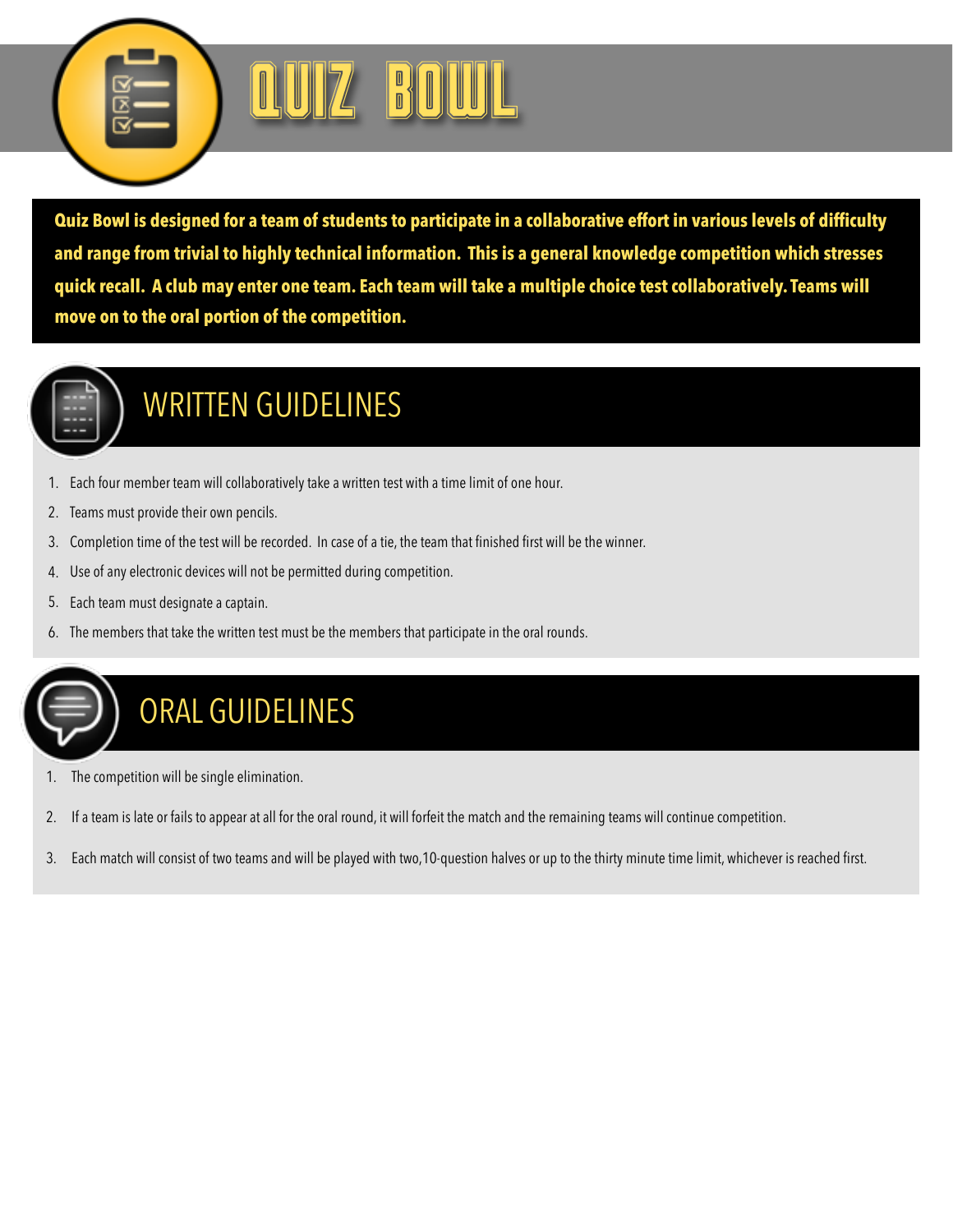# QUIZ BOWL

**Quiz Bowl is designed for a team of students to participate in a collaborative effort in various levels of difficulty and range from trivial to highly technical information. This is a general knowledge competition which stresses quick recall. A club may enter one team. Each team will take a multiple choice test collaboratively. Teams will move on to the oral portion of the competition.**

## WRITTEN GUIDELINES

1. Each four member team will collaboratively take a written test with a time limit of one hour.
2. Teams must provide their own pencils.
3. Completion time of the test will be recorded. In case of a tie, the team that finished first will be the winner.
4. Use of any electronic devices will not be permitted during competition.
5. Each team must designate a captain.
6. The members that take the written test must be the members that participate in the oral rounds.

## ORAL GUIDELINES

1. The competition will be single elimination.
2. If a team is late or fails to appear at all for the oral round, it will forfeit the match and the remaining teams will continue competition.
3. Each match will consist of two teams and will be played with two,10-question halves or up to the thirty minute time limit, whichever is reached first.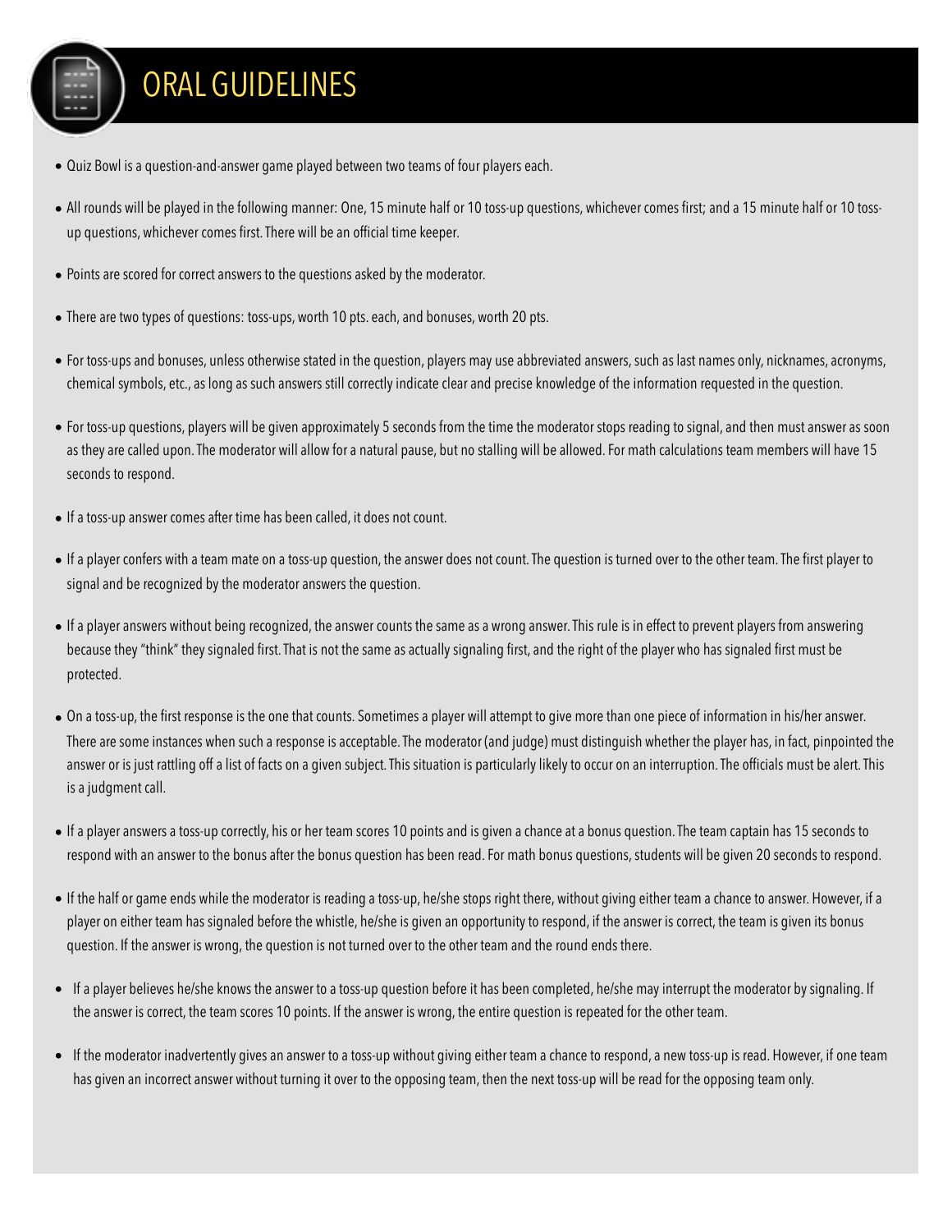# ORAL GUIDELINES

- Quiz Bowl is a question-and-answer game played between two teams of four players each.
- All rounds will be played in the following manner: One, 15 minute half or 10 toss-up questions, whichever comes first; and a 15 minute half or 10 toss-up questions, whichever comes first. There will be an official time keeper.
- Points are scored for correct answers to the questions asked by the moderator.
- There are two types of questions: toss-ups, worth 10 pts. each, and bonuses, worth 20 pts.
- For toss-ups and bonuses, unless otherwise stated in the question, players may use abbreviated answers, such as last names only, nicknames, acronyms, chemical symbols, etc., as long as such answers still correctly indicate clear and precise knowledge of the information requested in the question.
- For toss-up questions, players will be given approximately 5 seconds from the time the moderator stops reading to signal, and then must answer as soon as they are called upon. The moderator will allow for a natural pause, but no stalling will be allowed. For math calculations team members will have 15 seconds to respond.
- If a toss-up answer comes after time has been called, it does not count.
- If a player confers with a team mate on a toss-up question, the answer does not count. The question is turned over to the other team. The first player to signal and be recognized by the moderator answers the question.
- If a player answers without being recognized, the answer counts the same as a wrong answer. This rule is in effect to prevent players from answering because they "think" they signaled first. That is not the same as actually signaling first, and the right of the player who has signaled first must be protected.
- On a toss-up, the first response is the one that counts. Sometimes a player will attempt to give more than one piece of information in his/her answer. There are some instances when such a response is acceptable. The moderator (and judge) must distinguish whether the player has, in fact, pinpointed the answer or is just rattling off a list of facts on a given subject. This situation is particularly likely to occur on an interruption. The officials must be alert. This is a judgment call.
- If a player answers a toss-up correctly, his or her team scores 10 points and is given a chance at a bonus question. The team captain has 15 seconds to respond with an answer to the bonus after the bonus question has been read. For math bonus questions, students will be given 20 seconds to respond.
- If the half or game ends while the moderator is reading a toss-up, he/she stops right there, without giving either team a chance to answer. However, if a player on either team has signaled before the whistle, he/she is given an opportunity to respond, if the answer is correct, the team is given its bonus question. If the answer is wrong, the question is not turned over to the other team and the round ends there.
- If a player believes he/she knows the answer to a toss-up question before it has been completed, he/she may interrupt the moderator by signaling. If the answer is correct, the team scores 10 points. If the answer is wrong, the entire question is repeated for the other team.
- If the moderator inadvertently gives an answer to a toss-up without giving either team a chance to respond, a new toss-up is read. However, if one team has given an incorrect answer without turning it over to the opposing team, then the next toss-up will be read for the opposing team only.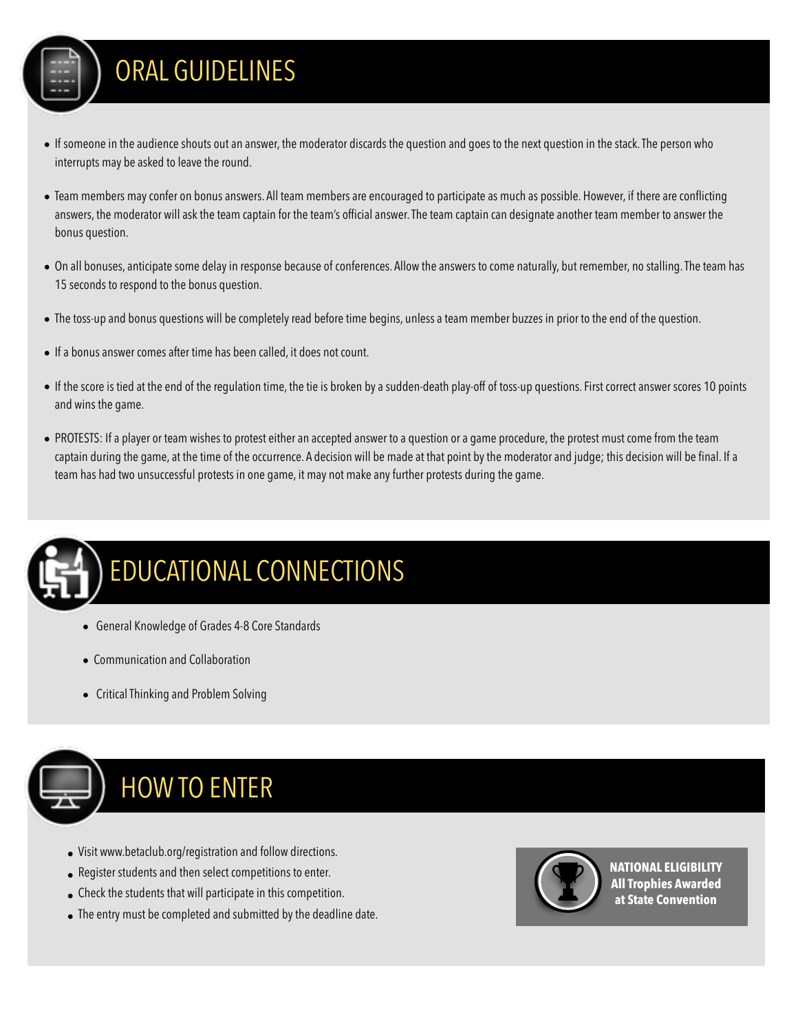## ORAL GUIDELINES

- If someone in the audience shouts out an answer, the moderator discards the question and goes to the next question in the stack. The person who interrupts may be asked to leave the round.
- Team members may confer on bonus answers. All team members are encouraged to participate as much as possible. However, if there are conflicting answers, the moderator will ask the team captain for the team's official answer. The team captain can designate another team member to answer the bonus question.
- On all bonuses, anticipate some delay in response because of conferences. Allow the answers to come naturally, but remember, no stalling. The team has 15 seconds to respond to the bonus question.
- The toss-up and bonus questions will be completely read before time begins, unless a team member buzzes in prior to the end of the question.
- If a bonus answer comes after time has been called, it does not count.
- If the score is tied at the end of the regulation time, the tie is broken by a sudden-death play-off of toss-up questions. First correct answer scores 10 points and wins the game.
- PROTESTS: If a player or team wishes to protest either an accepted answer to a question or a game procedure, the protest must come from the team captain during the game, at the time of the occurrence. A decision will be made at that point by the moderator and judge; this decision will be final. If a team has had two unsuccessful protests in one game, it may not make any further protests during the game.

## EDUCATIONAL CONNECTIONS

- General Knowledge of Grades 4-8 Core Standards
- Communication and Collaboration
- Critical Thinking and Problem Solving

## HOW TO ENTER

- Visit www.betaclub.org/registration and follow directions.
- Register students and then select competitions to enter.
- Check the students that will participate in this competition.
- The entry must be completed and submitted by the deadline date.

**NATIONAL ELIGIBILITY**
**All Trophies Awarded at State Convention**